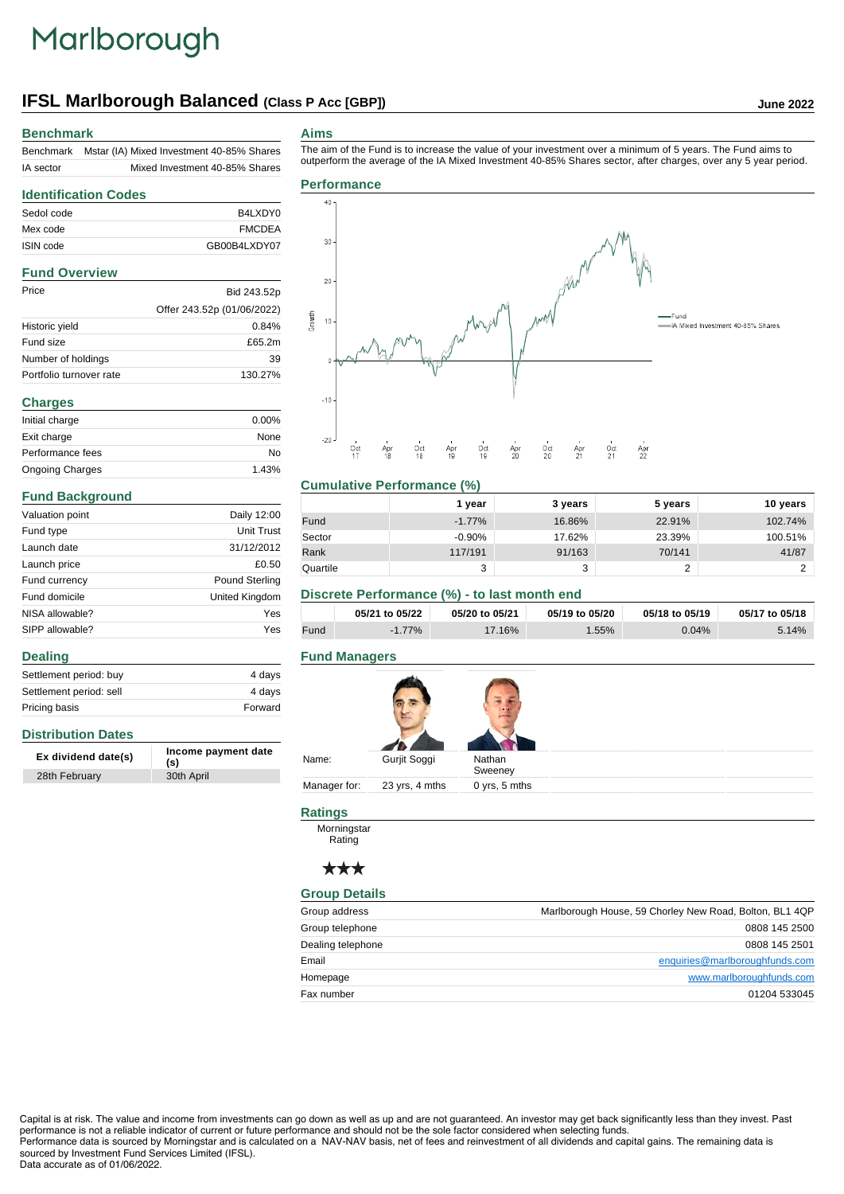# Marlborough

## IFSL Marlborough Balanced (Class P Acc [GBP])

June 2022

### Benchmark

| | |
|---|---|
| Benchmark | Mstar (IA) Mixed Investment 40-85% Shares |
| IA sector | Mixed Investment 40-85% Shares |

### Identification Codes

| | |
|---|---|
| Sedol code | B4LXDY0 |
| Mex code | FMCDEA |
| ISIN code | GB00B4LXDY07 |

### Fund Overview

| | |
|---|---|
| Price | Bid 243.52p |
| | Offer 243.52p (01/06/2022) |
| Historic yield | 0.84% |
| Fund size | £65.2m |
| Number of holdings | 39 |
| Portfolio turnover rate | 130.27% |

### Charges

| | |
|---|---|
| Initial charge | 0.00% |
| Exit charge | None |
| Performance fees | No |
| Ongoing Charges | 1.43% |

### Fund Background

| | |
|---|---|
| Valuation point | Daily 12:00 |
| Fund type | Unit Trust |
| Launch date | 31/12/2012 |
| Launch price | £0.50 |
| Fund currency | Pound Sterling |
| Fund domicile | United Kingdom |
| NISA allowable? | Yes |
| SIPP allowable? | Yes |

### Dealing

| | |
|---|---|
| Settlement period: buy | 4 days |
| Settlement period: sell | 4 days |
| Pricing basis | Forward |

### Distribution Dates

| Ex dividend date(s) | Income payment date (s) |
|---|---|
| 28th February | 30th April |

### Aims

The aim of the Fund is to increase the value of your investment over a minimum of 5 years. The Fund aims to outperform the average of the IA Mixed Investment 40-85% Shares sector, after charges, over any 5 year period.

### Performance

Legend: Fund; IA Mixed Investment 40-85% Shares

### Cumulative Performance (%)

| | 1 year | 3 years | 5 years | 10 years |
|---|---|---|---|---|
| Fund | -1.77% | 16.86% | 22.91% | 102.74% |
| Sector | -0.90% | 17.62% | 23.39% | 100.51% |
| Rank | 117/191 | 91/163 | 70/141 | 41/87 |
| Quartile | 3 | 3 | 2 | 2 |

### Discrete Performance (%) - to last month end

| | 05/21 to 05/22 | 05/20 to 05/21 | 05/19 to 05/20 | 05/18 to 05/19 | 05/17 to 05/18 |
|---|---|---|---|---|---|
| Fund | -1.77% | 17.16% | 1.55% | 0.04% | 5.14% |

### Fund Managers

| | | |
|---|---|---|
| Name: | Gurjit Soggi | Nathan Sweeney |
| Manager for: | 23 yrs, 4 mths | 0 yrs, 5 mths |

### Ratings

Morningstar Rating

★★★

### Group Details

| | |
|---|---|
| Group address | Marlborough House, 59 Chorley New Road, Bolton, BL1 4QP |
| Group telephone | 0808 145 2500 |
| Dealing telephone | 0808 145 2501 |
| Email | enquiries@marlboroughfunds.com |
| Homepage | www.marlboroughfunds.com |
| Fax number | 01204 533045 |

Capital is at risk. The value and income from investments can go down as well as up and are not guaranteed. An investor may get back significantly less than they invest. Past performance is not a reliable indicator of current or future performance and should not be the sole factor considered when selecting funds.
Performance data is sourced by Morningstar and is calculated on a NAV-NAV basis, net of fees and reinvestment of all dividends and capital gains. The remaining data is sourced by Investment Fund Services Limited (IFSL).
Data accurate as of 01/06/2022.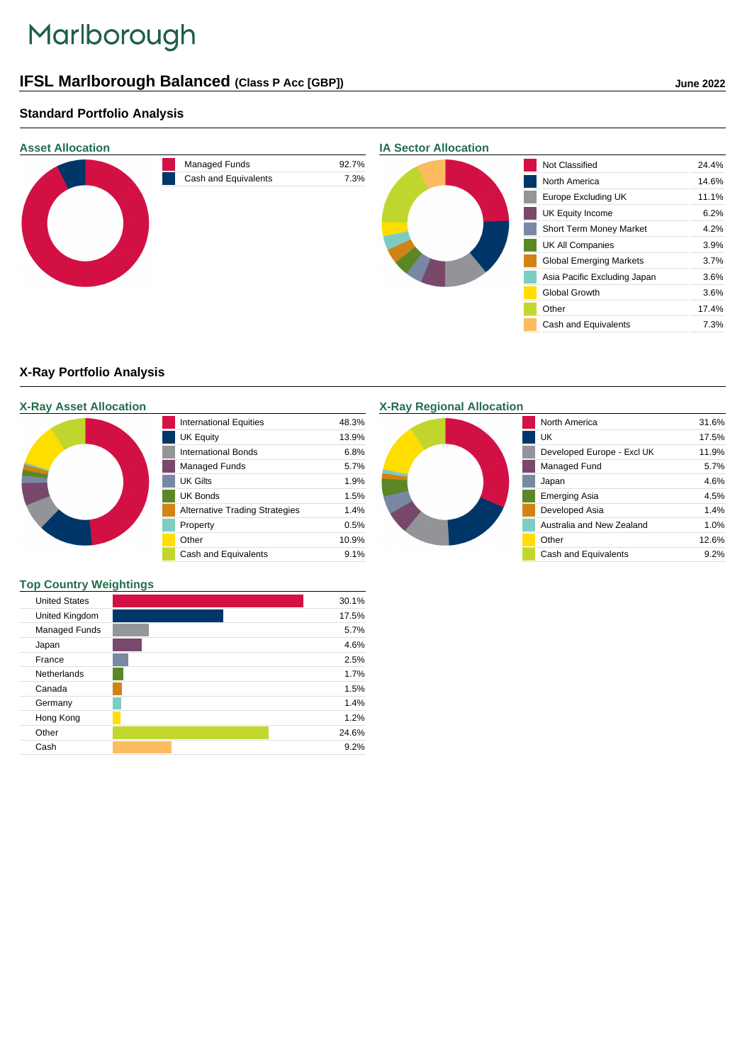# Marlborough

## IFSL Marlborough Balanced (Class P Acc [GBP])

June 2022

### Standard Portfolio Analysis

#### Asset Allocation

| Asset | % |
|---|---|
| Managed Funds | 92.7% |
| Cash and Equivalents | 7.3% |

#### IA Sector Allocation

| Sector | % |
|---|---|
| Not Classified | 24.4% |
| North America | 14.6% |
| Europe Excluding UK | 11.1% |
| UK Equity Income | 6.2% |
| Short Term Money Market | 4.2% |
| UK All Companies | 3.9% |
| Global Emerging Markets | 3.7% |
| Asia Pacific Excluding Japan | 3.6% |
| Global Growth | 3.6% |
| Other | 17.4% |
| Cash and Equivalents | 7.3% |

### X-Ray Portfolio Analysis

#### X-Ray Asset Allocation

| Asset | % |
|---|---|
| International Equities | 48.3% |
| UK Equity | 13.9% |
| International Bonds | 6.8% |
| Managed Funds | 5.7% |
| UK Gilts | 1.9% |
| UK Bonds | 1.5% |
| Alternative Trading Strategies | 1.4% |
| Property | 0.5% |
| Other | 10.9% |
| Cash and Equivalents | 9.1% |

#### X-Ray Regional Allocation

| Region | % |
|---|---|
| North America | 31.6% |
| UK | 17.5% |
| Developed Europe - Excl UK | 11.9% |
| Managed Fund | 5.7% |
| Japan | 4.6% |
| Emerging Asia | 4.5% |
| Developed Asia | 1.4% |
| Australia and New Zealand | 1.0% |
| Other | 12.6% |
| Cash and Equivalents | 9.2% |

#### Top Country Weightings

| Country | % |
|---|---|
| United States | 30.1% |
| United Kingdom | 17.5% |
| Managed Funds | 5.7% |
| Japan | 4.6% |
| France | 2.5% |
| Netherlands | 1.7% |
| Canada | 1.5% |
| Germany | 1.4% |
| Hong Kong | 1.2% |
| Other | 24.6% |
| Cash | 9.2% |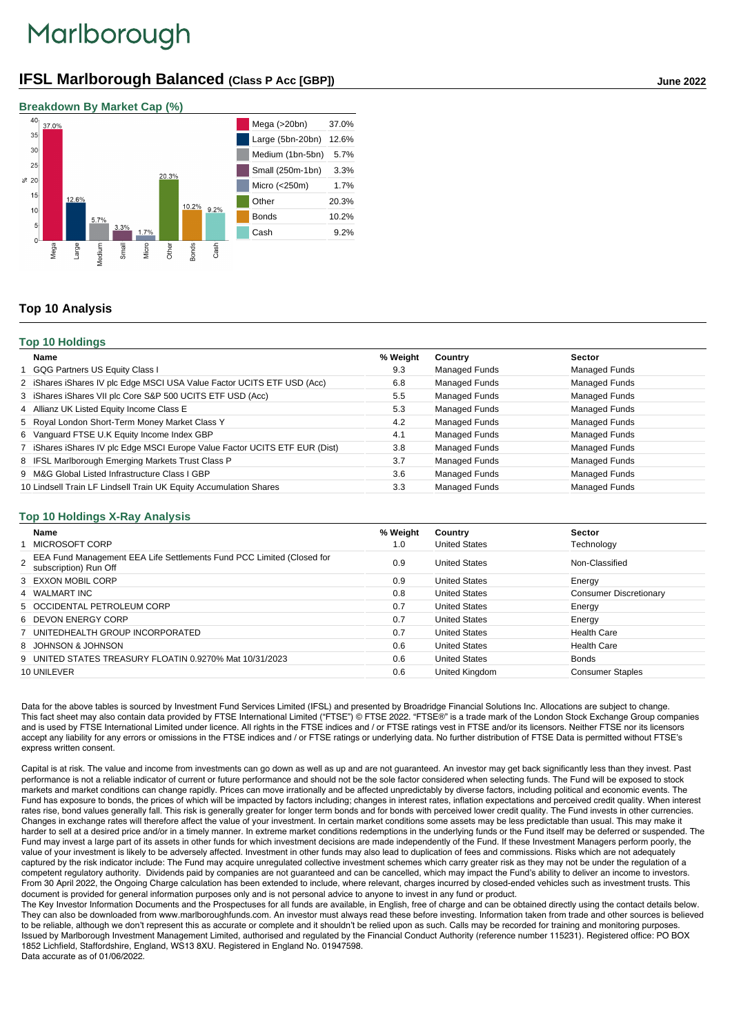# Marlborough

## IFSL Marlborough Balanced (Class P Acc [GBP])

June 2022

### Breakdown By Market Cap (%)

40
35
30
25
% 20
15
10
5
0

37.0%
12.6%
5.7%
3.3%
1.7%
20.3%
10.2%
9.2%

Mega
Large
Medium
Small
Micro
Other
Bonds
Cash

| | |
|---|---|
| Mega (>20bn) | 37.0% |
| Large (5bn-20bn) | 12.6% |
| Medium (1bn-5bn) | 5.7% |
| Small (250m-1bn) | 3.3% |
| Micro (<250m) | 1.7% |
| Other | 20.3% |
| Bonds | 10.2% |
| Cash | 9.2% |

## Top 10 Analysis

### Top 10 Holdings

| | Name | % Weight | Country | Sector |
|---|---|---|---|---|
| 1 | GQG Partners US Equity Class I | 9.3 | Managed Funds | Managed Funds |
| 2 | iShares iShares IV plc Edge MSCI USA Value Factor UCITS ETF USD (Acc) | 6.8 | Managed Funds | Managed Funds |
| 3 | iShares iShares VII plc Core S&P 500 UCITS ETF USD (Acc) | 5.5 | Managed Funds | Managed Funds |
| 4 | Allianz UK Listed Equity Income Class E | 5.3 | Managed Funds | Managed Funds |
| 5 | Royal London Short-Term Money Market Class Y | 4.2 | Managed Funds | Managed Funds |
| 6 | Vanguard FTSE U.K Equity Income Index GBP | 4.1 | Managed Funds | Managed Funds |
| 7 | iShares iShares IV plc Edge MSCI Europe Value Factor UCITS ETF EUR (Dist) | 3.8 | Managed Funds | Managed Funds |
| 8 | IFSL Marlborough Emerging Markets Trust Class P | 3.7 | Managed Funds | Managed Funds |
| 9 | M&G Global Listed Infrastructure Class I GBP | 3.6 | Managed Funds | Managed Funds |
| 10 | Lindsell Train LF Lindsell Train UK Equity Accumulation Shares | 3.3 | Managed Funds | Managed Funds |

### Top 10 Holdings X-Ray Analysis

| | Name | % Weight | Country | Sector |
|---|---|---|---|---|
| 1 | MICROSOFT CORP | 1.0 | United States | Technology |
| 2 | EEA Fund Management EEA Life Settlements Fund PCC Limited (Closed for subscription) Run Off | 0.9 | United States | Non-Classified |
| 3 | EXXON MOBIL CORP | 0.9 | United States | Energy |
| 4 | WALMART INC | 0.8 | United States | Consumer Discretionary |
| 5 | OCCIDENTAL PETROLEUM CORP | 0.7 | United States | Energy |
| 6 | DEVON ENERGY CORP | 0.7 | United States | Energy |
| 7 | UNITEDHEALTH GROUP INCORPORATED | 0.7 | United States | Health Care |
| 8 | JOHNSON & JOHNSON | 0.6 | United States | Health Care |
| 9 | UNITED STATES TREASURY FLOATIN 0.9270% Mat 10/31/2023 | 0.6 | United States | Bonds |
| 10 | UNILEVER | 0.6 | United Kingdom | Consumer Staples |

Data for the above tables is sourced by Investment Fund Services Limited (IFSL) and presented by Broadridge Financial Solutions Inc. Allocations are subject to change. This fact sheet may also contain data provided by FTSE International Limited ("FTSE") © FTSE 2022. "FTSE®" is a trade mark of the London Stock Exchange Group companies and is used by FTSE International Limited under licence. All rights in the FTSE indices and / or FTSE ratings vest in FTSE and/or its licensors. Neither FTSE nor its licensors accept any liability for any errors or omissions in the FTSE indices and / or FTSE ratings or underlying data. No further distribution of FTSE Data is permitted without FTSE's express written consent.

Capital is at risk. The value and income from investments can go down as well as up and are not guaranteed. An investor may get back significantly less than they invest. Past performance is not a reliable indicator of current or future performance and should not be the sole factor considered when selecting funds. The Fund will be exposed to stock markets and market conditions can change rapidly. Prices can move irrationally and be affected unpredictably by diverse factors, including political and economic events. The Fund has exposure to bonds, the prices of which will be impacted by factors including; changes in interest rates, inflation expectations and perceived credit quality. When interest rates rise, bond values generally fall. This risk is generally greater for longer term bonds and for bonds with perceived lower credit quality. The Fund invests in other currencies. Changes in exchange rates will therefore affect the value of your investment. In certain market conditions some assets may be less predictable than usual. This may make it harder to sell at a desired price and/or in a timely manner. In extreme market conditions redemptions in the underlying funds or the Fund itself may be deferred or suspended. The Fund may invest a large part of its assets in other funds for which investment decisions are made independently of the Fund. If these Investment Managers perform poorly, the value of your investment is likely to be adversely affected. Investment in other funds may also lead to duplication of fees and commissions. Risks which are not adequately captured by the risk indicator include: The Fund may acquire unregulated collective investment schemes which carry greater risk as they may not be under the regulation of a competent regulatory authority. Dividends paid by companies are not guaranteed and can be cancelled, which may impact the Fund's ability to deliver an income to investors. From 30 April 2022, the Ongoing Charge calculation has been extended to include, where relevant, charges incurred by closed-ended vehicles such as investment trusts. This document is provided for general information purposes only and is not personal advice to anyone to invest in any fund or product.
The Key Investor Information Documents and the Prospectuses for all funds are available, in English, free of charge and can be obtained directly using the contact details below. They can also be downloaded from www.marlboroughfunds.com. An investor must always read these before investing. Information taken from trade and other sources is believed to be reliable, although we don't represent this as accurate or complete and it shouldn't be relied upon as such. Calls may be recorded for training and monitoring purposes. Issued by Marlborough Investment Management Limited, authorised and regulated by the Financial Conduct Authority (reference number 115231). Registered office: PO BOX 1852 Lichfield, Staffordshire, England, WS13 8XU. Registered in England No. 01947598.
Data accurate as of 01/06/2022.